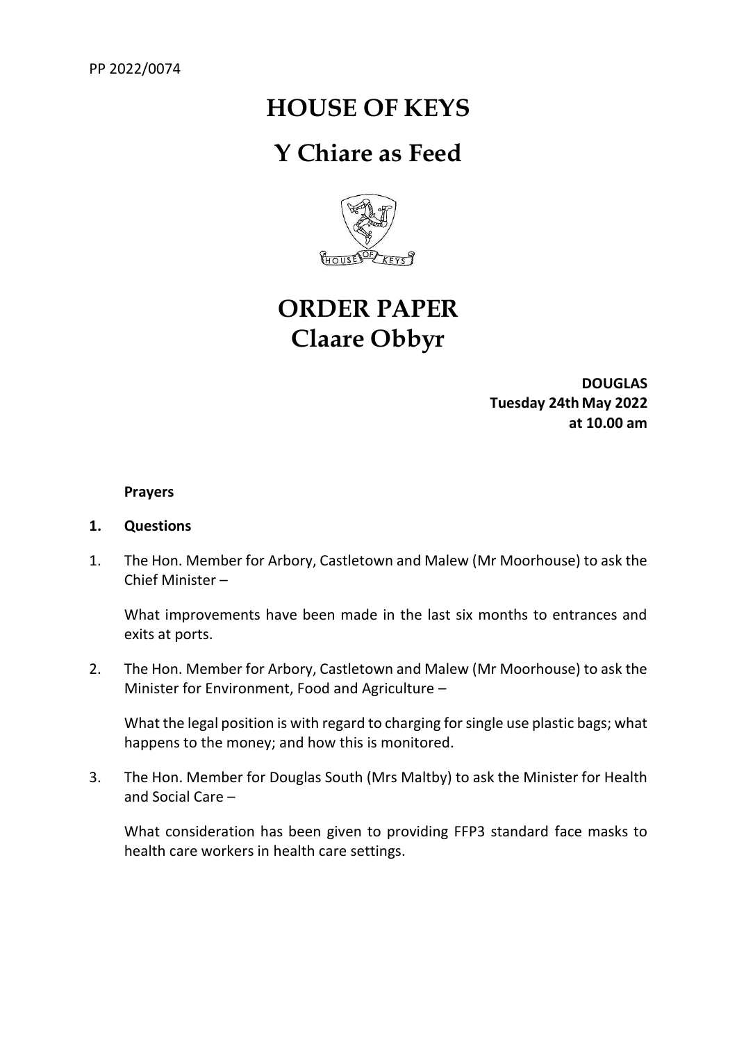PP 2022/0074

# HOUSE OF KEYS

# Y Chiare as Feed

# ORDER PAPER
# Claare Obbyr

**DOUGLAS**
**Tuesday 24th May 2022**
**at 10.00 am**

**Prayers**

**1. Questions**

1. The Hon. Member for Arbory, Castletown and Malew (Mr Moorhouse) to ask the Chief Minister –

   What improvements have been made in the last six months to entrances and exits at ports.

2. The Hon. Member for Arbory, Castletown and Malew (Mr Moorhouse) to ask the Minister for Environment, Food and Agriculture –

   What the legal position is with regard to charging for single use plastic bags; what happens to the money; and how this is monitored.

3. The Hon. Member for Douglas South (Mrs Maltby) to ask the Minister for Health and Social Care –

   What consideration has been given to providing FFP3 standard face masks to health care workers in health care settings.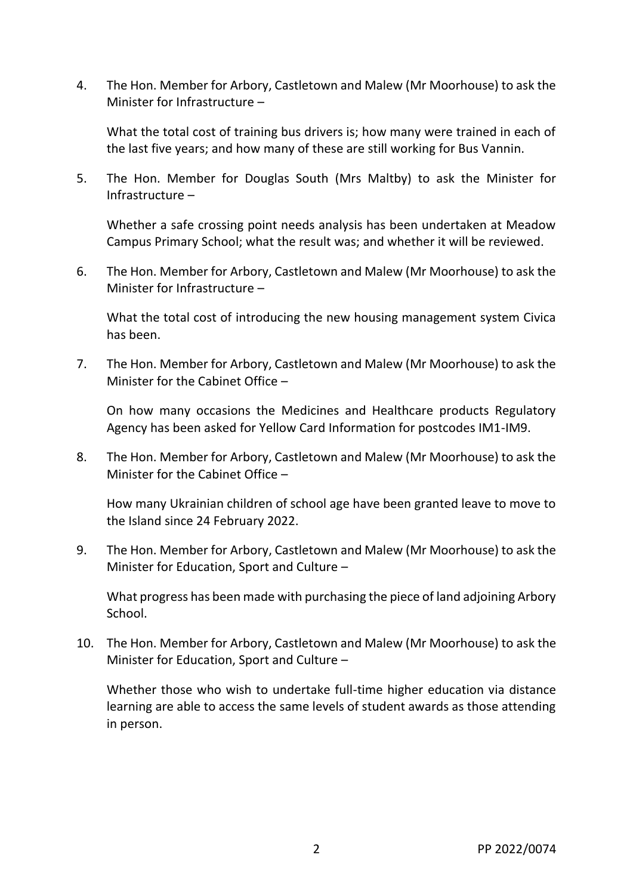4. The Hon. Member for Arbory, Castletown and Malew (Mr Moorhouse) to ask the Minister for Infrastructure –

   What the total cost of training bus drivers is; how many were trained in each of the last five years; and how many of these are still working for Bus Vannin.

5. The Hon. Member for Douglas South (Mrs Maltby) to ask the Minister for Infrastructure –

   Whether a safe crossing point needs analysis has been undertaken at Meadow Campus Primary School; what the result was; and whether it will be reviewed.

6. The Hon. Member for Arbory, Castletown and Malew (Mr Moorhouse) to ask the Minister for Infrastructure –

   What the total cost of introducing the new housing management system Civica has been.

7. The Hon. Member for Arbory, Castletown and Malew (Mr Moorhouse) to ask the Minister for the Cabinet Office –

   On how many occasions the Medicines and Healthcare products Regulatory Agency has been asked for Yellow Card Information for postcodes IM1-IM9.

8. The Hon. Member for Arbory, Castletown and Malew (Mr Moorhouse) to ask the Minister for the Cabinet Office –

   How many Ukrainian children of school age have been granted leave to move to the Island since 24 February 2022.

9. The Hon. Member for Arbory, Castletown and Malew (Mr Moorhouse) to ask the Minister for Education, Sport and Culture –

   What progress has been made with purchasing the piece of land adjoining Arbory School.

10. The Hon. Member for Arbory, Castletown and Malew (Mr Moorhouse) to ask the Minister for Education, Sport and Culture –

    Whether those who wish to undertake full-time higher education via distance learning are able to access the same levels of student awards as those attending in person.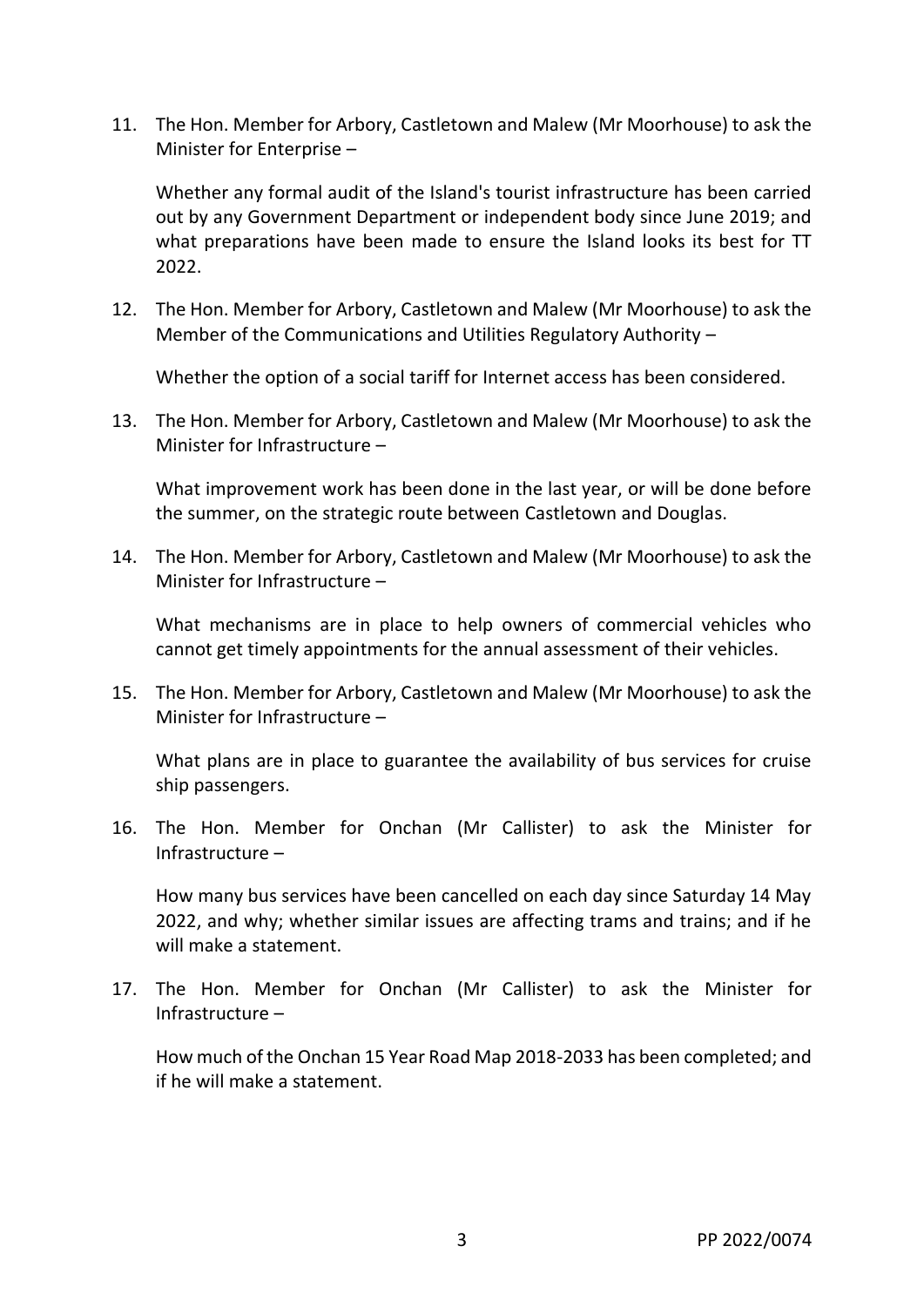11. The Hon. Member for Arbory, Castletown and Malew (Mr Moorhouse) to ask the Minister for Enterprise –

    Whether any formal audit of the Island's tourist infrastructure has been carried out by any Government Department or independent body since June 2019; and what preparations have been made to ensure the Island looks its best for TT 2022.

12. The Hon. Member for Arbory, Castletown and Malew (Mr Moorhouse) to ask the Member of the Communications and Utilities Regulatory Authority –

    Whether the option of a social tariff for Internet access has been considered.

13. The Hon. Member for Arbory, Castletown and Malew (Mr Moorhouse) to ask the Minister for Infrastructure –

    What improvement work has been done in the last year, or will be done before the summer, on the strategic route between Castletown and Douglas.

14. The Hon. Member for Arbory, Castletown and Malew (Mr Moorhouse) to ask the Minister for Infrastructure –

    What mechanisms are in place to help owners of commercial vehicles who cannot get timely appointments for the annual assessment of their vehicles.

15. The Hon. Member for Arbory, Castletown and Malew (Mr Moorhouse) to ask the Minister for Infrastructure –

    What plans are in place to guarantee the availability of bus services for cruise ship passengers.

16. The Hon. Member for Onchan (Mr Callister) to ask the Minister for Infrastructure –

    How many bus services have been cancelled on each day since Saturday 14 May 2022, and why; whether similar issues are affecting trams and trains; and if he will make a statement.

17. The Hon. Member for Onchan (Mr Callister) to ask the Minister for Infrastructure –

    How much of the Onchan 15 Year Road Map 2018-2033 has been completed; and if he will make a statement.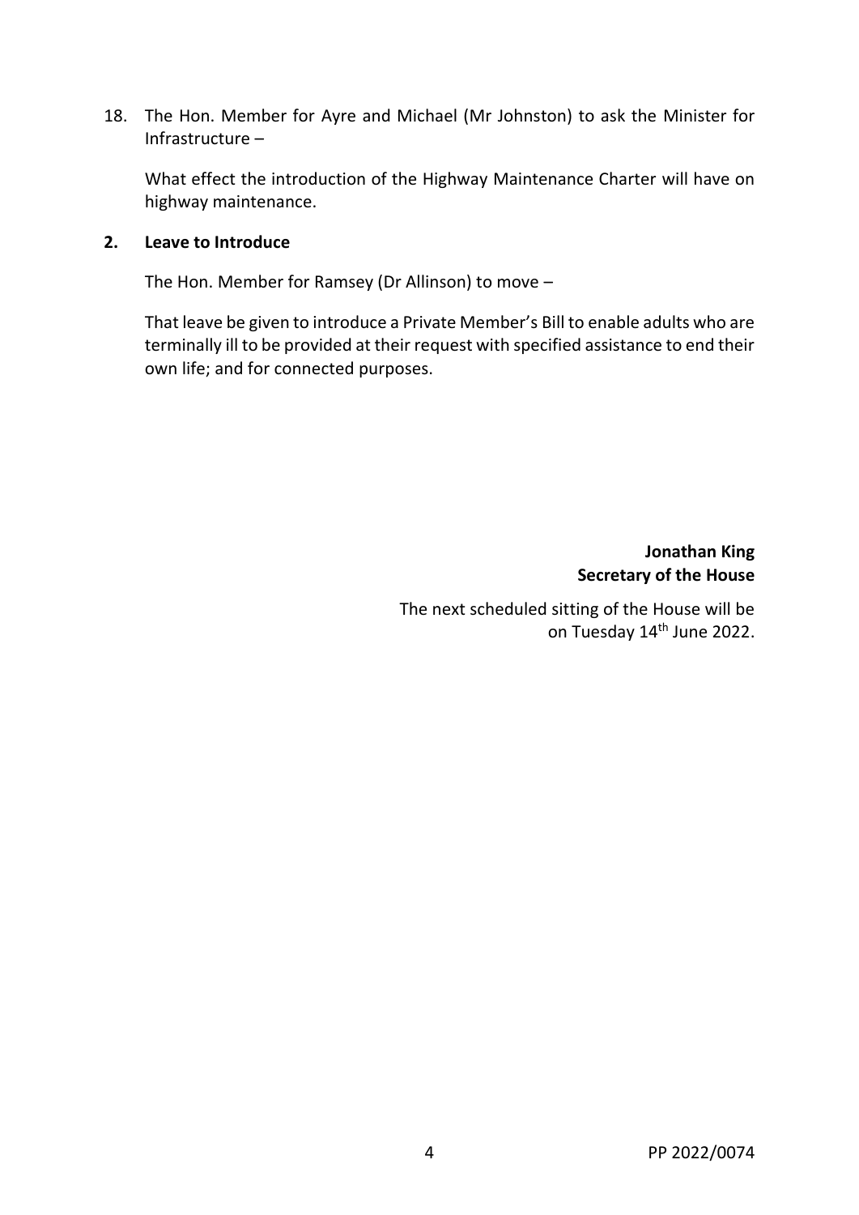18. The Hon. Member for Ayre and Michael (Mr Johnston) to ask the Minister for Infrastructure –

    What effect the introduction of the Highway Maintenance Charter will have on highway maintenance.

**2. Leave to Introduce**

The Hon. Member for Ramsey (Dr Allinson) to move –

That leave be given to introduce a Private Member's Bill to enable adults who are terminally ill to be provided at their request with specified assistance to end their own life; and for connected purposes.

**Jonathan King**
**Secretary of the House**

The next scheduled sitting of the House will be on Tuesday 14th June 2022.

PP 2022/0074